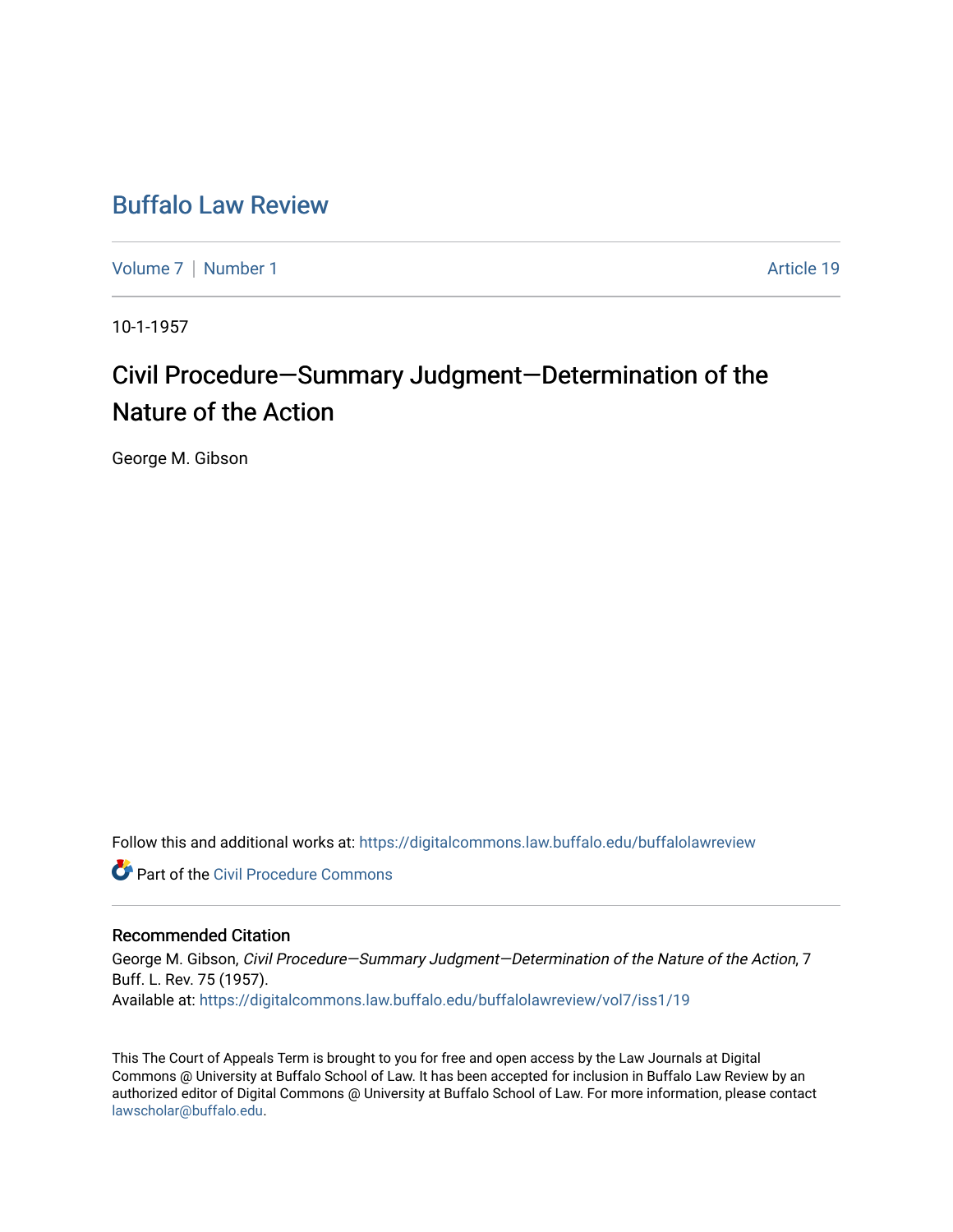# Buffalo Law Review

Volume 7 | Number 1 | Article 19

10-1-1957

## Civil Procedure—Summary Judgment—Determination of the Nature of the Action

George M. Gibson

Follow this and additional works at: https://digitalcommons.law.buffalo.edu/buffalolawreview

Part of the Civil Procedure Commons

### Recommended Citation

George M. Gibson, *Civil Procedure—Summary Judgment—Determination of the Nature of the Action*, 7 Buff. L. Rev. 75 (1957).
Available at: https://digitalcommons.law.buffalo.edu/buffalolawreview/vol7/iss1/19

This The Court of Appeals Term is brought to you for free and open access by the Law Journals at Digital Commons @ University at Buffalo School of Law. It has been accepted for inclusion in Buffalo Law Review by an authorized editor of Digital Commons @ University at Buffalo School of Law. For more information, please contact lawscholar@buffalo.edu.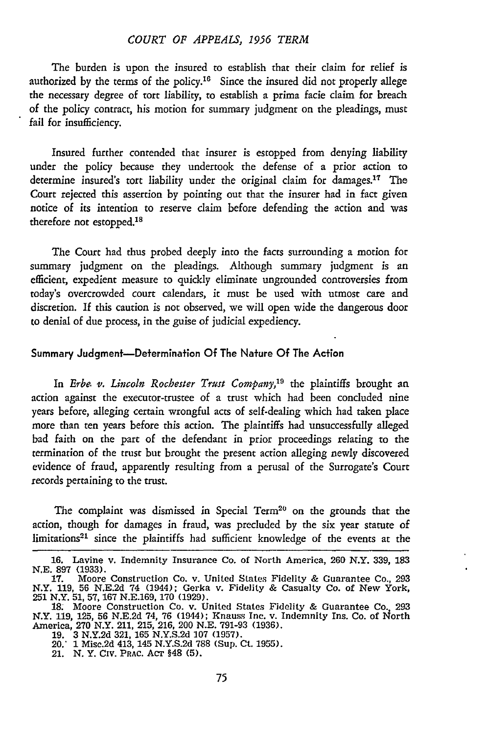The burden is upon the insured to establish that their claim for relief is authorized by the terms of the policy.[16] Since the insured did not properly allege the necessary degree of tort liability, to establish a prima facie claim for breach of the policy contract, his motion for summary judgment on the pleadings, must fail for insufficiency.

Insured further contended that insurer is estopped from denying liability under the policy because they undertook the defense of a prior action to determine insured's tort liability under the original claim for damages.[17] The Court rejected this assertion by pointing out that the insurer had in fact given notice of its intention to reserve claim before defending the action and was therefore not estopped.[18]

The Court had thus probed deeply into the facts surrounding a motion for summary judgment on the pleadings. Although summary judgment is an efficient, expedient measure to quickly eliminate ungrounded controversies from today's overcrowded court calendars, it must be used with utmost care and discretion. If this caution is not observed, we will open wide the dangerous door to denial of due process, in the guise of judicial expediency.

#### Summary Judgment—Determination Of The Nature Of The Action

In *Erbe v. Lincoln Rochester Trust Company*,[19] the plaintiffs brought an action against the executor-trustee of a trust which had been concluded nine years before, alleging certain wrongful acts of self-dealing which had taken place more than ten years before this action. The plaintiffs had unsuccessfully alleged bad faith on the part of the defendant in prior proceedings relating to the termination of the trust but brought the present action alleging newly discovered evidence of fraud, apparently resulting from a perusal of the Surrogate's Court records pertaining to the trust.

The complaint was dismissed in Special Term[20] on the grounds that the action, though for damages in fraud, was precluded by the six year statute of limitations[21] since the plaintiffs had sufficient knowledge of the events at the

---

16. Lavine v. Indemnity Insurance Co. of North America, 260 N.Y. 339, 183 N.E. 897 (1933).

17. Moore Construction Co. v. United States Fidelity & Guarantee Co., 293 N.Y. 119, 56 N.E.2d 74 (1944); Gerka v. Fidelity & Casualty Co. of New York, 251 N.Y. 51, 57, 167 N.E.169, 170 (1929).

18. Moore Construction Co. v. United States Fidelity & Guarantee Co., 293 N.Y. 119, 125, 56 N.E.2d 74, 76 (1944); Knauss Inc. v. Indemnity Ins. Co. of North America, 270 N.Y. 211, 215, 216, 200 N.E. 791-93 (1936).

19. 3 N.Y.2d 321, 165 N.Y.S.2d 107 (1957).

20. 1 Misc.2d 413, 145 N.Y.S.2d 788 (Sup. Ct. 1955).

21. N. Y. CIV. PRAC. ACT §48 (5).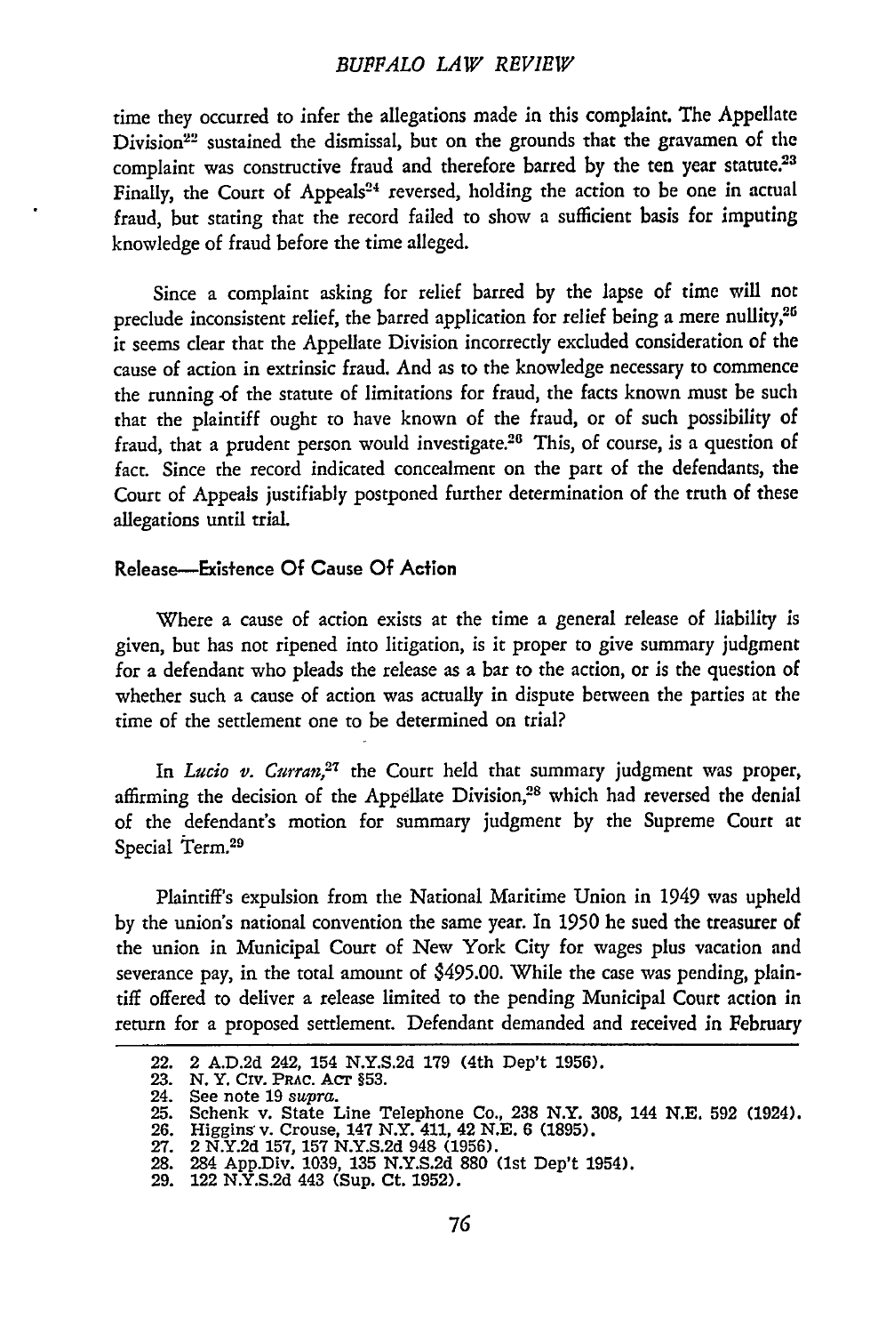time they occurred to infer the allegations made in this complaint. The Appellate Division[22] sustained the dismissal, but on the grounds that the gravamen of the complaint was constructive fraud and therefore barred by the ten year statute.[23] Finally, the Court of Appeals[24] reversed, holding the action to be one in actual fraud, but stating that the record failed to show a sufficient basis for imputing knowledge of fraud before the time alleged.

Since a complaint asking for relief barred by the lapse of time will not preclude inconsistent relief, the barred application for relief being a mere nullity,[25] it seems clear that the Appellate Division incorrectly excluded consideration of the cause of action in extrinsic fraud. And as to the knowledge necessary to commence the running of the statute of limitations for fraud, the facts known must be such that the plaintiff ought to have known of the fraud, or of such possibility of fraud, that a prudent person would investigate.[26] This, of course, is a question of fact. Since the record indicated concealment on the part of the defendants, the Court of Appeals justifiably postponed further determination of the truth of these allegations until trial.

### Release—Existence Of Cause Of Action

Where a cause of action exists at the time a general release of liability is given, but has not ripened into litigation, is it proper to give summary judgment for a defendant who pleads the release as a bar to the action, or is the question of whether such a cause of action was actually in dispute between the parties at the time of the settlement one to be determined on trial?

In *Lucio v. Curran*,[27] the Court held that summary judgment was proper, affirming the decision of the Appellate Division,[28] which had reversed the denial of the defendant's motion for summary judgment by the Supreme Court at Special Term.[29]

Plaintiff's expulsion from the National Maritime Union in 1949 was upheld by the union's national convention the same year. In 1950 he sued the treasurer of the union in Municipal Court of New York City for wages plus vacation and severance pay, in the total amount of $495.00. While the case was pending, plaintiff offered to deliver a release limited to the pending Municipal Court action in return for a proposed settlement. Defendant demanded and received in February

22. 2 A.D.2d 242, 154 N.Y.S.2d 179 (4th Dep't 1956).
23. N. Y. Civ. Prac. Act §53.
24. See note 19 *supra*.
25. Schenk v. State Line Telephone Co., 238 N.Y. 308, 144 N.E. 592 (1924).
26. Higgins v. Crouse, 147 N.Y. 411, 42 N.E. 6 (1895).
27. 2 N.Y.2d 157, 157 N.Y.S.2d 948 (1956).
28. 284 App.Div. 1039, 135 N.Y.S.2d 880 (1st Dep't 1954).
29. 122 N.Y.S.2d 443 (Sup. Ct. 1952).